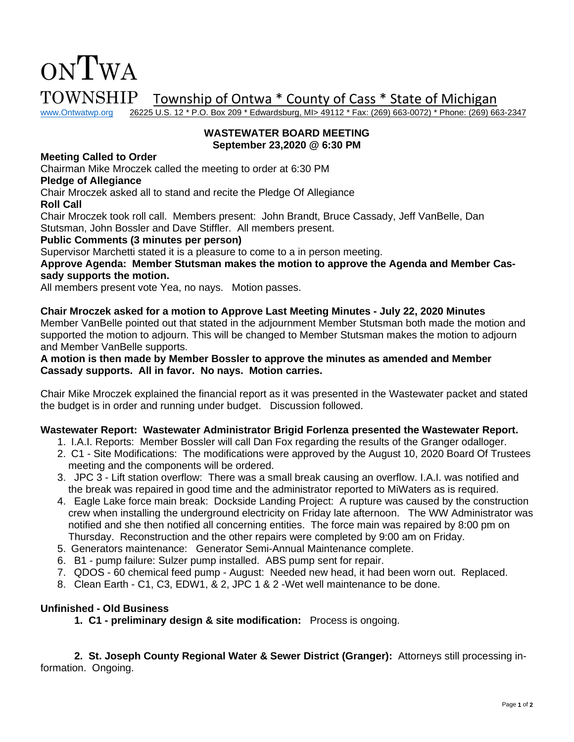# ONTWA TOWNSHIP

Township of Ontwa * County of Cass * State of Michigan

www.Ontwatwp.org 26225 U.S. 12 * P.O. Box 209 * Edwardsburg, MI> 49112 * Fax: (269) 663-0072) * Phone: (269) 663-2347

**WASTEWATER BOARD MEETING**
**September 23,2020 @ 6:30 PM**

**Meeting Called to Order**

Chairman Mike Mroczek called the meeting to order at 6:30 PM

**Pledge of Allegiance**

Chair Mroczek asked all to stand and recite the Pledge Of Allegiance

**Roll Call**

Chair Mroczek took roll call. Members present: John Brandt, Bruce Cassady, Jeff VanBelle, Dan Stutsman, John Bossler and Dave Stiffler. All members present.

**Public Comments (3 minutes per person)**

Supervisor Marchetti stated it is a pleasure to come to a in person meeting.

**Approve Agenda: Member Stutsman makes the motion to approve the Agenda and Member Cassady supports the motion.**

All members present vote Yea, no nays. Motion passes.

**Chair Mroczek asked for a motion to Approve Last Meeting Minutes - July 22, 2020 Minutes**

Member VanBelle pointed out that stated in the adjournment Member Stutsman both made the motion and supported the motion to adjourn. This will be changed to Member Stutsman makes the motion to adjourn and Member VanBelle supports.

**A motion is then made by Member Bossler to approve the minutes as amended and Member Cassady supports. All in favor. No nays. Motion carries.**

Chair Mike Mroczek explained the financial report as it was presented in the Wastewater packet and stated the budget is in order and running under budget. Discussion followed.

**Wastewater Report: Wastewater Administrator Brigid Forlenza presented the Wastewater Report.**

1. I.A.I. Reports: Member Bossler will call Dan Fox regarding the results of the Granger odallogger.
2. C1 - Site Modifications: The modifications were approved by the August 10, 2020 Board Of Trustees meeting and the components will be ordered.
3. JPC 3 - Lift station overflow: There was a small break causing an overflow. I.A.I. was notified and the break was repaired in good time and the administrator reported to MiWaters as is required.
4. Eagle Lake force main break: Dockside Landing Project: A rupture was caused by the construction crew when installing the underground electricity on Friday late afternoon. The WW Administrator was notified and she then notified all concerning entities. The force main was repaired by 8:00 pm on Thursday. Reconstruction and the other repairs were completed by 9:00 am on Friday.
5. Generators maintenance: Generator Semi-Annual Maintenance complete.
6. B1 - pump failure: Sulzer pump installed. ABS pump sent for repair.
7. QDOS - 60 chemical feed pump - August: Needed new head, it had been worn out. Replaced.
8. Clean Earth - C1, C3, EDW1, & 2, JPC 1 & 2 -Wet well maintenance to be done.

**Unfinished - Old Business**

1. **C1 - preliminary design & site modification:** Process is ongoing.

2. **St. Joseph County Regional Water & Sewer District (Granger):** Attorneys still processing information. Ongoing.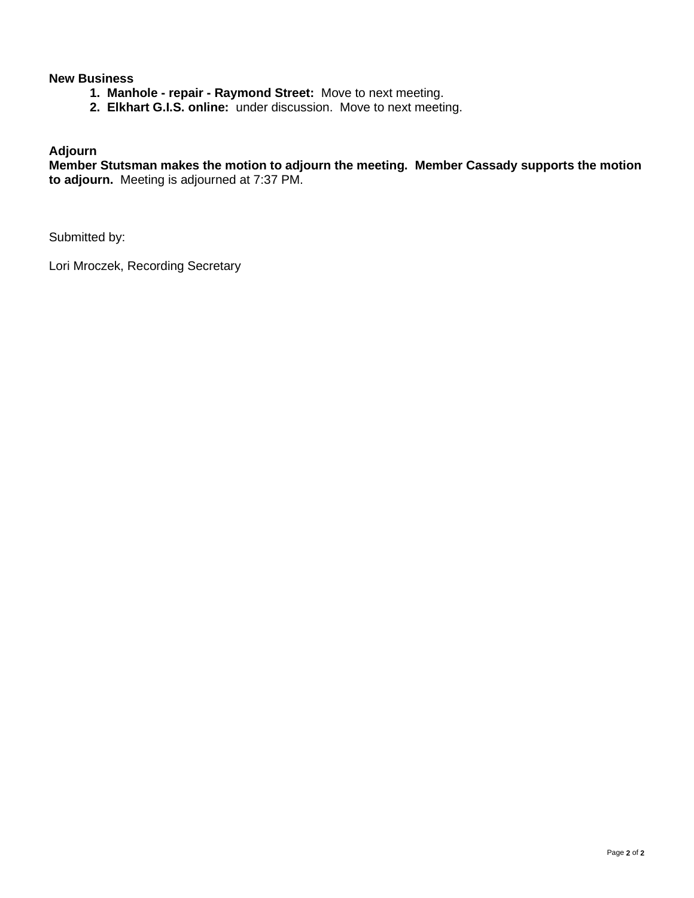**New Business**

1. **Manhole - repair - Raymond Street:** Move to next meeting.
2. **Elkhart G.I.S. online:** under discussion. Move to next meeting.

**Adjourn**

**Member Stutsman makes the motion to adjourn the meeting. Member Cassady supports the motion to adjourn.** Meeting is adjourned at 7:37 PM.

Submitted by:

Lori Mroczek, Recording Secretary